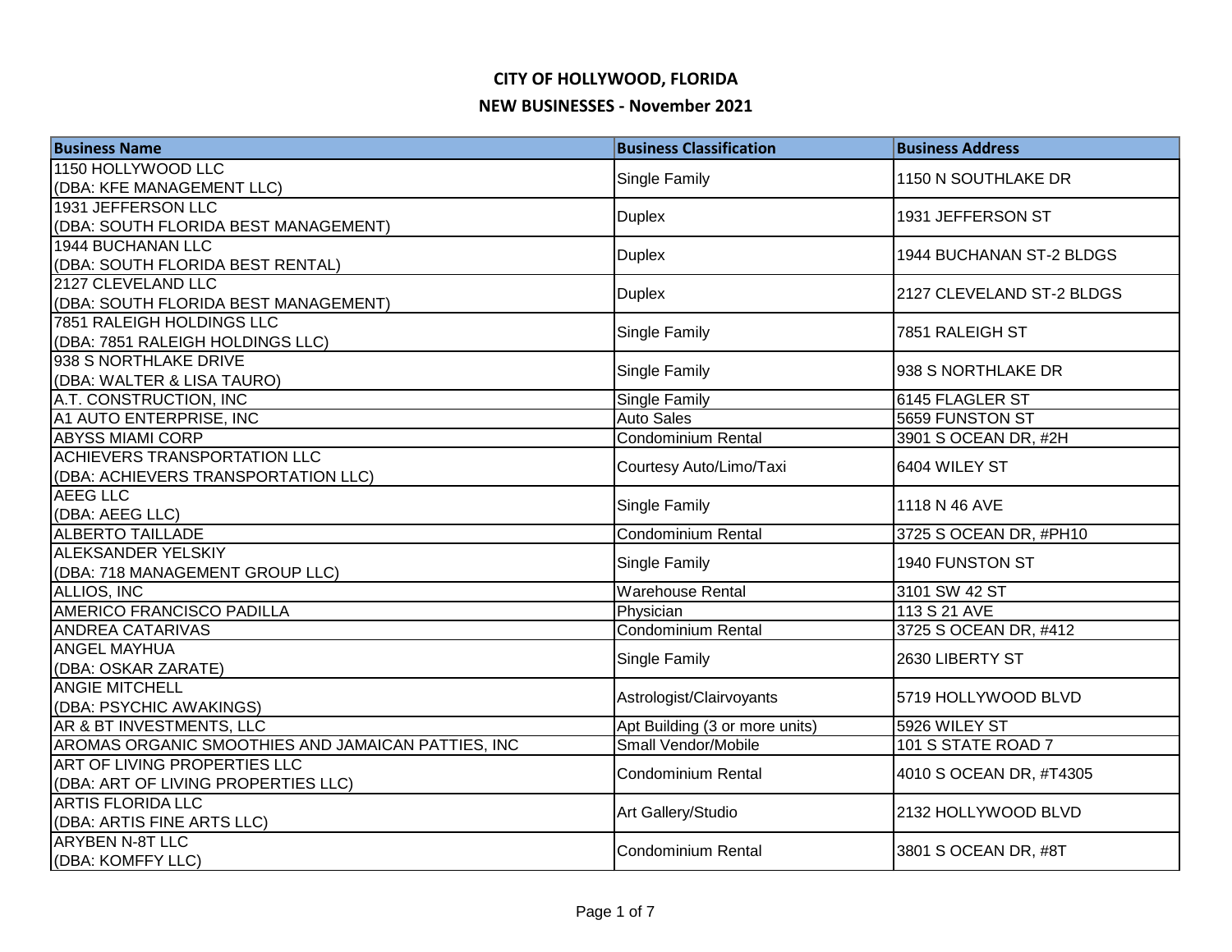# CITY OF HOLLYWOOD, FLORIDA

## NEW BUSINESSES - November 2021

| Business Name | Business Classification | Business Address |
|---|---|---|
| 1150 HOLLYWOOD LLC (DBA: KFE MANAGEMENT LLC) | Single Family | 1150 N SOUTHLAKE DR |
| 1931 JEFFERSON LLC (DBA: SOUTH FLORIDA BEST MANAGEMENT) | Duplex | 1931 JEFFERSON ST |
| 1944 BUCHANAN LLC (DBA: SOUTH FLORIDA BEST RENTAL) | Duplex | 1944 BUCHANAN ST-2 BLDGS |
| 2127 CLEVELAND LLC (DBA: SOUTH FLORIDA BEST MANAGEMENT) | Duplex | 2127 CLEVELAND ST-2 BLDGS |
| 7851 RALEIGH HOLDINGS LLC (DBA: 7851 RALEIGH HOLDINGS LLC) | Single Family | 7851 RALEIGH ST |
| 938 S NORTHLAKE DRIVE (DBA: WALTER & LISA TAURO) | Single Family | 938 S NORTHLAKE DR |
| A.T. CONSTRUCTION, INC | Single Family | 6145 FLAGLER ST |
| A1 AUTO ENTERPRISE, INC | Auto Sales | 5659 FUNSTON ST |
| ABYSS MIAMI CORP | Condominium Rental | 3901 S OCEAN DR, #2H |
| ACHIEVERS TRANSPORTATION LLC (DBA: ACHIEVERS TRANSPORTATION LLC) | Courtesy Auto/Limo/Taxi | 6404 WILEY ST |
| AEEG LLC (DBA: AEEG LLC) | Single Family | 1118 N 46 AVE |
| ALBERTO TAILLADE | Condominium Rental | 3725 S OCEAN DR, #PH10 |
| ALEKSANDER YELSKIY (DBA: 718 MANAGEMENT GROUP LLC) | Single Family | 1940 FUNSTON ST |
| ALLIOS, INC | Warehouse Rental | 3101 SW 42 ST |
| AMERICO FRANCISCO PADILLA | Physician | 113 S 21 AVE |
| ANDREA CATARIVAS | Condominium Rental | 3725 S OCEAN DR, #412 |
| ANGEL MAYHUA (DBA: OSKAR ZARATE) | Single Family | 2630 LIBERTY ST |
| ANGIE MITCHELL (DBA: PSYCHIC AWAKINGS) | Astrologist/Clairvoyants | 5719 HOLLYWOOD BLVD |
| AR & BT INVESTMENTS, LLC | Apt Building (3 or more units) | 5926 WILEY ST |
| AROMAS ORGANIC SMOOTHIES AND JAMAICAN PATTIES, INC | Small Vendor/Mobile | 101 S STATE ROAD 7 |
| ART OF LIVING PROPERTIES LLC (DBA: ART OF LIVING PROPERTIES LLC) | Condominium Rental | 4010 S OCEAN DR, #T4305 |
| ARTIS FLORIDA LLC (DBA: ARTIS FINE ARTS LLC) | Art Gallery/Studio | 2132 HOLLYWOOD BLVD |
| ARYBEN N-8T LLC (DBA: KOMFFY LLC) | Condominium Rental | 3801 S OCEAN DR, #8T |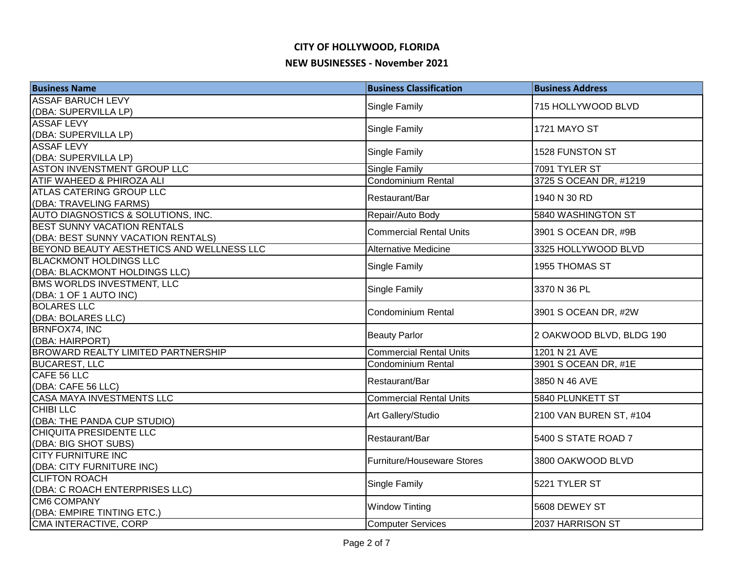# CITY OF HOLLYWOOD, FLORIDA

## NEW BUSINESSES - November 2021

| Business Name | Business Classification | Business Address |
|---|---|---|
| ASSAF BARUCH LEVY (DBA: SUPERVILLA LP) | Single Family | 715 HOLLYWOOD BLVD |
| ASSAF LEVY (DBA: SUPERVILLA LP) | Single Family | 1721 MAYO ST |
| ASSAF LEVY (DBA: SUPERVILLA LP) | Single Family | 1528 FUNSTON ST |
| ASTON INVENSTMENT GROUP LLC | Single Family | 7091 TYLER ST |
| ATIF WAHEED & PHIROZA ALI | Condominium Rental | 3725 S OCEAN DR, #1219 |
| ATLAS CATERING GROUP LLC (DBA: TRAVELING FARMS) | Restaurant/Bar | 1940 N 30 RD |
| AUTO DIAGNOSTICS & SOLUTIONS, INC. | Repair/Auto Body | 5840 WASHINGTON ST |
| BEST SUNNY VACATION RENTALS (DBA: BEST SUNNY VACATION RENTALS) | Commercial Rental Units | 3901 S OCEAN DR, #9B |
| BEYOND BEAUTY AESTHETICS AND WELLNESS LLC | Alternative Medicine | 3325 HOLLYWOOD BLVD |
| BLACKMONT HOLDINGS LLC (DBA: BLACKMONT HOLDINGS LLC) | Single Family | 1955 THOMAS ST |
| BMS WORLDS INVESTMENT, LLC (DBA: 1 OF 1 AUTO INC) | Single Family | 3370 N 36 PL |
| BOLARES LLC (DBA: BOLARES LLC) | Condominium Rental | 3901 S OCEAN DR, #2W |
| BRNFOX74, INC (DBA: HAIRPORT) | Beauty Parlor | 2 OAKWOOD BLVD, BLDG 190 |
| BROWARD REALTY LIMITED PARTNERSHIP | Commercial Rental Units | 1201 N 21 AVE |
| BUCAREST, LLC | Condominium Rental | 3901 S OCEAN DR, #1E |
| CAFE 56 LLC (DBA: CAFE 56 LLC) | Restaurant/Bar | 3850 N 46 AVE |
| CASA MAYA INVESTMENTS LLC | Commercial Rental Units | 5840 PLUNKETT ST |
| CHIBI LLC (DBA: THE PANDA CUP STUDIO) | Art Gallery/Studio | 2100 VAN BUREN ST, #104 |
| CHIQUITA PRESIDENTE LLC (DBA: BIG SHOT SUBS) | Restaurant/Bar | 5400 S STATE ROAD 7 |
| CITY FURNITURE INC (DBA: CITY FURNITURE INC) | Furniture/Houseware Stores | 3800 OAKWOOD BLVD |
| CLIFTON ROACH (DBA: C ROACH ENTERPRISES LLC) | Single Family | 5221 TYLER ST |
| CM6 COMPANY (DBA: EMPIRE TINTING ETC.) | Window Tinting | 5608 DEWEY ST |
| CMA INTERACTIVE, CORP | Computer Services | 2037 HARRISON ST |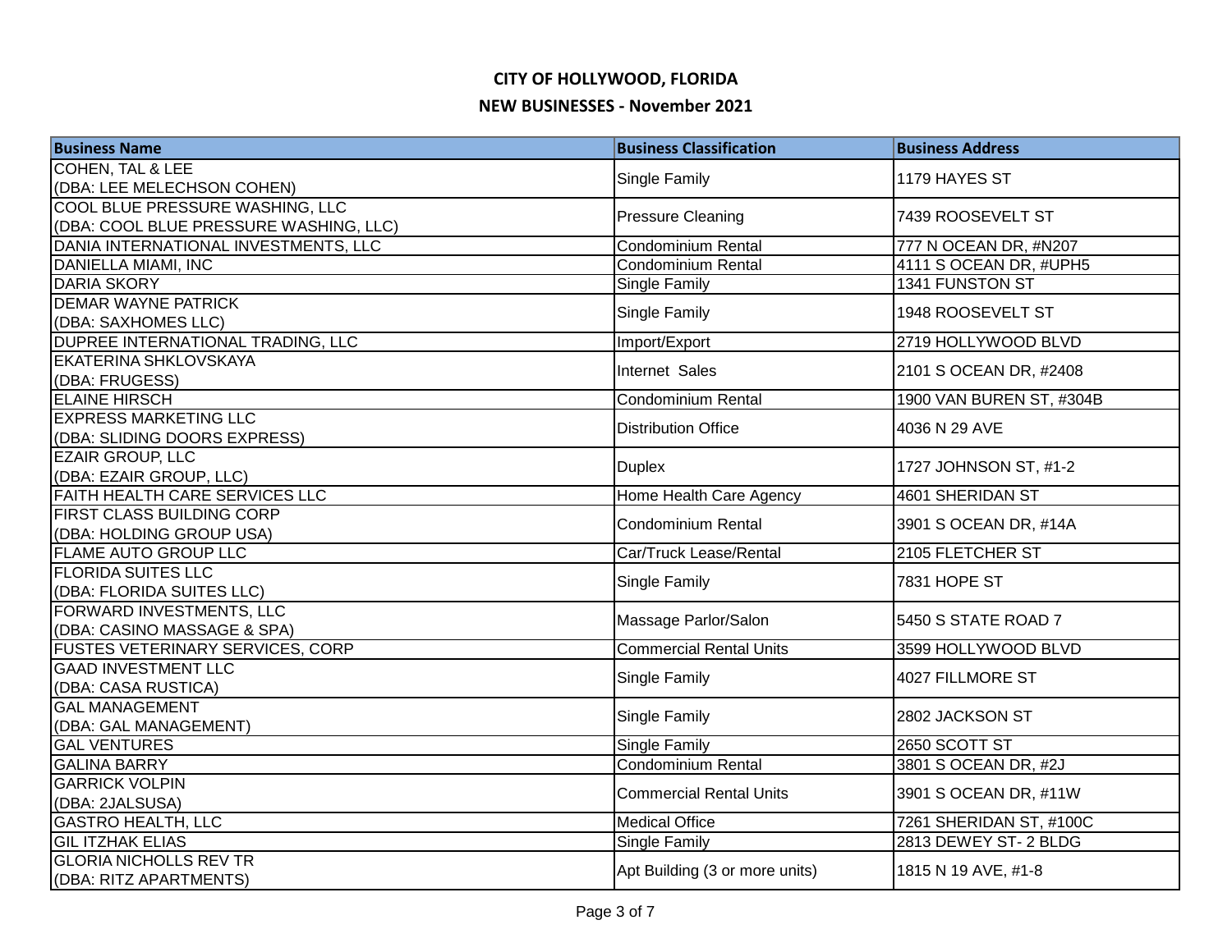# CITY OF HOLLYWOOD, FLORIDA

## NEW BUSINESSES - November 2021

| Business Name | Business Classification | Business Address |
|---|---|---|
| COHEN, TAL & LEE (DBA: LEE MELECHSON COHEN) | Single Family | 1179 HAYES ST |
| COOL BLUE PRESSURE WASHING, LLC (DBA: COOL BLUE PRESSURE WASHING, LLC) | Pressure Cleaning | 7439 ROOSEVELT ST |
| DANIA INTERNATIONAL INVESTMENTS, LLC | Condominium Rental | 777 N OCEAN DR, #N207 |
| DANIELLA MIAMI, INC | Condominium Rental | 4111 S OCEAN DR, #UPH5 |
| DARIA SKORY | Single Family | 1341 FUNSTON ST |
| DEMAR WAYNE PATRICK (DBA: SAXHOMES LLC) | Single Family | 1948 ROOSEVELT ST |
| DUPREE INTERNATIONAL TRADING, LLC | Import/Export | 2719 HOLLYWOOD BLVD |
| EKATERINA SHKLOVSKAYA (DBA: FRUGESS) | Internet Sales | 2101 S OCEAN DR, #2408 |
| ELAINE HIRSCH | Condominium Rental | 1900 VAN BUREN ST, #304B |
| EXPRESS MARKETING LLC (DBA: SLIDING DOORS EXPRESS) | Distribution Office | 4036 N 29 AVE |
| EZAIR GROUP, LLC (DBA: EZAIR GROUP, LLC) | Duplex | 1727 JOHNSON ST, #1-2 |
| FAITH HEALTH CARE SERVICES LLC | Home Health Care Agency | 4601 SHERIDAN ST |
| FIRST CLASS BUILDING CORP (DBA: HOLDING GROUP USA) | Condominium Rental | 3901 S OCEAN DR, #14A |
| FLAME AUTO GROUP LLC | Car/Truck Lease/Rental | 2105 FLETCHER ST |
| FLORIDA SUITES LLC (DBA: FLORIDA SUITES LLC) | Single Family | 7831 HOPE ST |
| FORWARD INVESTMENTS, LLC (DBA: CASINO MASSAGE & SPA) | Massage Parlor/Salon | 5450 S STATE ROAD 7 |
| FUSTES VETERINARY SERVICES, CORP | Commercial Rental Units | 3599 HOLLYWOOD BLVD |
| GAAD INVESTMENT LLC (DBA: CASA RUSTICA) | Single Family | 4027 FILLMORE ST |
| GAL MANAGEMENT (DBA: GAL MANAGEMENT) | Single Family | 2802 JACKSON ST |
| GAL VENTURES | Single Family | 2650 SCOTT ST |
| GALINA BARRY | Condominium Rental | 3801 S OCEAN DR, #2J |
| GARRICK VOLPIN (DBA: 2JALSUSA) | Commercial Rental Units | 3901 S OCEAN DR, #11W |
| GASTRO HEALTH, LLC | Medical Office | 7261 SHERIDAN ST, #100C |
| GIL ITZHAK ELIAS | Single Family | 2813 DEWEY ST- 2 BLDG |
| GLORIA NICHOLLS REV TR (DBA: RITZ APARTMENTS) | Apt Building (3 or more units) | 1815 N 19 AVE, #1-8 |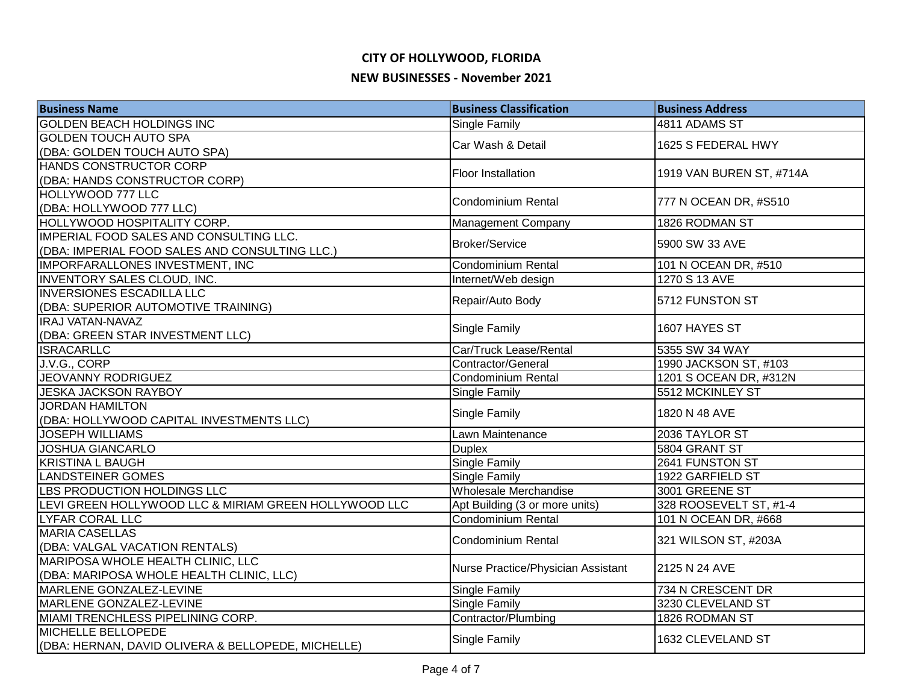# CITY OF HOLLYWOOD, FLORIDA

## NEW BUSINESSES - November 2021

| Business Name | Business Classification | Business Address |
|---|---|---|
| GOLDEN BEACH HOLDINGS INC | Single Family | 4811 ADAMS ST |
| GOLDEN TOUCH AUTO SPA (DBA: GOLDEN TOUCH AUTO SPA) | Car Wash & Detail | 1625 S FEDERAL HWY |
| HANDS CONSTRUCTOR CORP (DBA: HANDS CONSTRUCTOR CORP) | Floor Installation | 1919 VAN BUREN ST, #714A |
| HOLLYWOOD 777 LLC (DBA: HOLLYWOOD 777 LLC) | Condominium Rental | 777 N OCEAN DR, #S510 |
| HOLLYWOOD HOSPITALITY CORP. | Management Company | 1826 RODMAN ST |
| IMPERIAL FOOD SALES AND CONSULTING LLC. (DBA: IMPERIAL FOOD SALES AND CONSULTING LLC.) | Broker/Service | 5900 SW 33 AVE |
| IMPORFARALLONES INVESTMENT, INC | Condominium Rental | 101 N OCEAN DR, #510 |
| INVENTORY SALES CLOUD, INC. | Internet/Web design | 1270 S 13 AVE |
| INVERSIONES ESCADILLA LLC (DBA: SUPERIOR AUTOMOTIVE TRAINING) | Repair/Auto Body | 5712 FUNSTON ST |
| IRAJ VATAN-NAVAZ (DBA: GREEN STAR INVESTMENT LLC) | Single Family | 1607 HAYES ST |
| ISRACARLLC | Car/Truck Lease/Rental | 5355 SW 34 WAY |
| J.V.G., CORP | Contractor/General | 1990 JACKSON ST, #103 |
| JEOVANNY RODRIGUEZ | Condominium Rental | 1201 S OCEAN DR, #312N |
| JESKA JACKSON RAYBOY | Single Family | 5512 MCKINLEY ST |
| JORDAN HAMILTON (DBA: HOLLYWOOD CAPITAL INVESTMENTS LLC) | Single Family | 1820 N 48 AVE |
| JOSEPH WILLIAMS | Lawn Maintenance | 2036 TAYLOR ST |
| JOSHUA GIANCARLO | Duplex | 5804 GRANT ST |
| KRISTINA L BAUGH | Single Family | 2641 FUNSTON ST |
| LANDSTEINER GOMES | Single Family | 1922 GARFIELD ST |
| LBS PRODUCTION HOLDINGS LLC | Wholesale Merchandise | 3001 GREENE ST |
| LEVI GREEN HOLLYWOOD LLC & MIRIAM GREEN HOLLYWOOD LLC | Apt Building (3 or more units) | 328 ROOSEVELT ST, #1-4 |
| LYFAR CORAL LLC | Condominium Rental | 101 N OCEAN DR, #668 |
| MARIA CASELLAS (DBA: VALGAL VACATION RENTALS) | Condominium Rental | 321 WILSON ST, #203A |
| MARIPOSA WHOLE HEALTH CLINIC, LLC (DBA: MARIPOSA WHOLE HEALTH CLINIC, LLC) | Nurse Practice/Physician Assistant | 2125 N 24 AVE |
| MARLENE GONZALEZ-LEVINE | Single Family | 734 N CRESCENT DR |
| MARLENE GONZALEZ-LEVINE | Single Family | 3230 CLEVELAND ST |
| MIAMI TRENCHLESS PIPELINING CORP. | Contractor/Plumbing | 1826 RODMAN ST |
| MICHELLE BELLOPEDE (DBA: HERNAN, DAVID OLIVERA & BELLOPEDE, MICHELLE) | Single Family | 1632 CLEVELAND ST |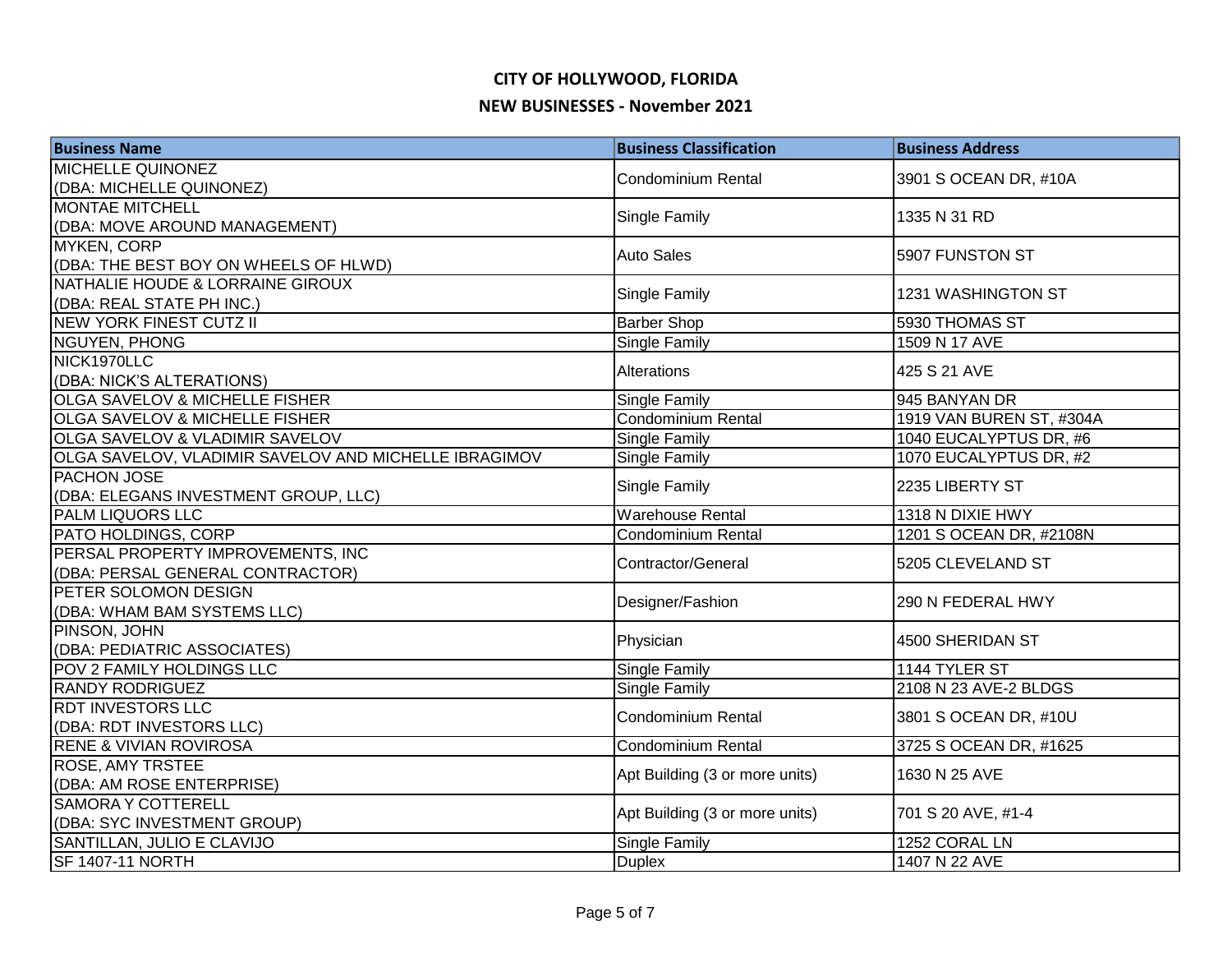# CITY OF HOLLYWOOD, FLORIDA

## NEW BUSINESSES - November 2021

| Business Name | Business Classification | Business Address |
| --- | --- | --- |
| MICHELLE QUINONEZ (DBA: MICHELLE QUINONEZ) | Condominium Rental | 3901 S OCEAN DR, #10A |
| MONTAE MITCHELL (DBA: MOVE AROUND MANAGEMENT) | Single Family | 1335 N 31 RD |
| MYKEN, CORP (DBA: THE BEST BOY ON WHEELS OF HLWD) | Auto Sales | 5907 FUNSTON ST |
| NATHALIE HOUDE & LORRAINE GIROUX (DBA: REAL STATE PH INC.) | Single Family | 1231 WASHINGTON ST |
| NEW YORK FINEST CUTZ II | Barber Shop | 5930 THOMAS ST |
| NGUYEN, PHONG | Single Family | 1509 N 17 AVE |
| NICK1970LLC (DBA: NICK'S ALTERATIONS) | Alterations | 425 S 21 AVE |
| OLGA SAVELOV & MICHELLE FISHER | Single Family | 945 BANYAN DR |
| OLGA SAVELOV & MICHELLE FISHER | Condominium Rental | 1919 VAN BUREN ST, #304A |
| OLGA SAVELOV & VLADIMIR SAVELOV | Single Family | 1040 EUCALYPTUS DR, #6 |
| OLGA SAVELOV, VLADIMIR SAVELOV AND MICHELLE IBRAGIMOV | Single Family | 1070 EUCALYPTUS DR, #2 |
| PACHON JOSE (DBA: ELEGANS INVESTMENT GROUP, LLC) | Single Family | 2235 LIBERTY ST |
| PALM LIQUORS LLC | Warehouse Rental | 1318 N DIXIE HWY |
| PATO HOLDINGS, CORP | Condominium Rental | 1201 S OCEAN DR, #2108N |
| PERSAL PROPERTY IMPROVEMENTS, INC (DBA: PERSAL GENERAL CONTRACTOR) | Contractor/General | 5205 CLEVELAND ST |
| PETER SOLOMON DESIGN (DBA: WHAM BAM SYSTEMS LLC) | Designer/Fashion | 290 N FEDERAL HWY |
| PINSON, JOHN (DBA: PEDIATRIC ASSOCIATES) | Physician | 4500 SHERIDAN ST |
| POV 2 FAMILY HOLDINGS LLC | Single Family | 1144 TYLER ST |
| RANDY RODRIGUEZ | Single Family | 2108 N 23 AVE-2 BLDGS |
| RDT INVESTORS LLC (DBA: RDT INVESTORS LLC) | Condominium Rental | 3801 S OCEAN DR, #10U |
| RENE & VIVIAN ROVIROSA | Condominium Rental | 3725 S OCEAN DR, #1625 |
| ROSE, AMY TRSTEE (DBA: AM ROSE ENTERPRISE) | Apt Building (3 or more units) | 1630 N 25 AVE |
| SAMORA Y COTTERELL (DBA: SYC INVESTMENT GROUP) | Apt Building (3 or more units) | 701 S 20 AVE, #1-4 |
| SANTILLAN, JULIO E CLAVIJO | Single Family | 1252 CORAL LN |
| SF 1407-11 NORTH | Duplex | 1407 N 22 AVE |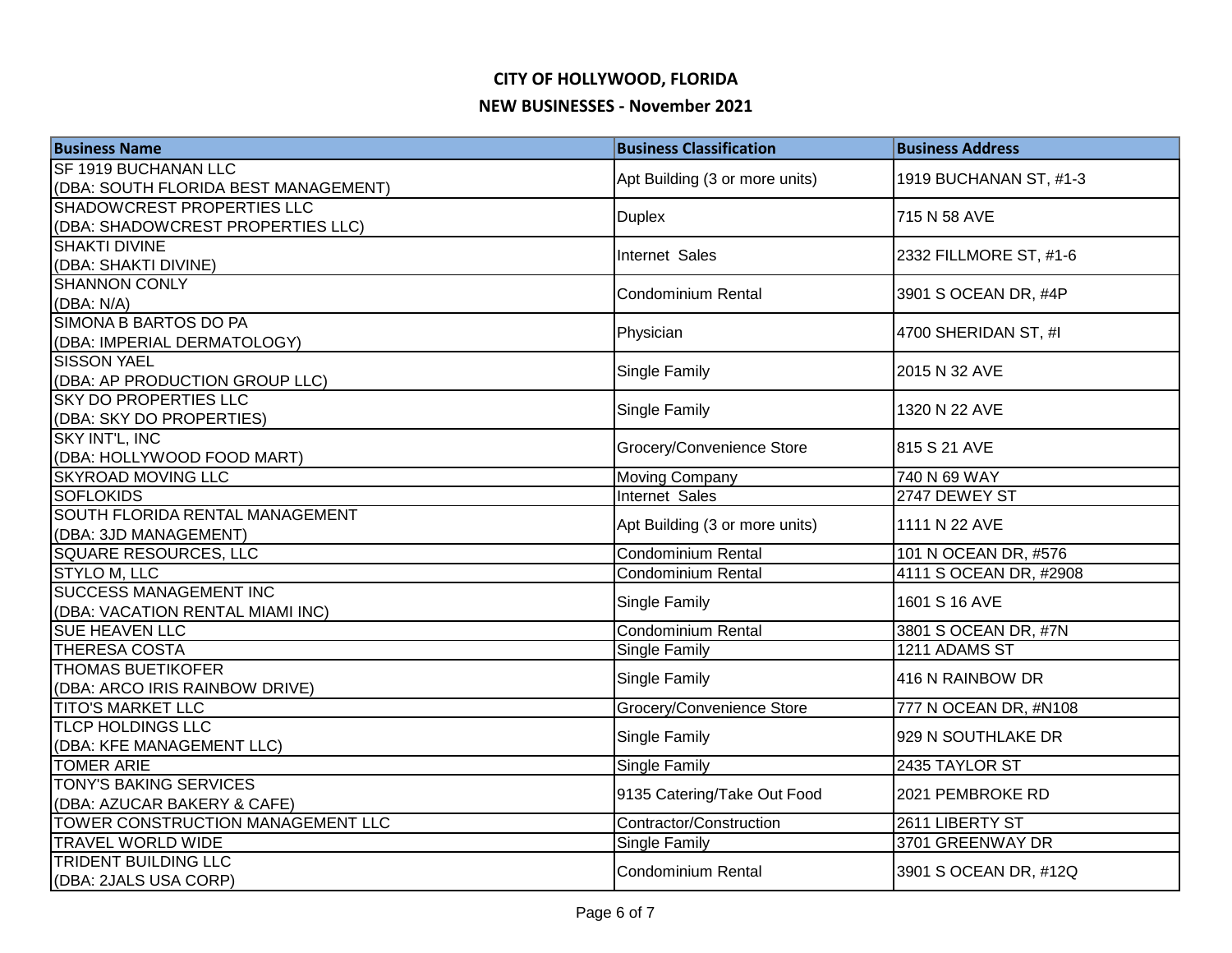# CITY OF HOLLYWOOD, FLORIDA

## NEW BUSINESSES - November 2021

| Business Name | Business Classification | Business Address |
|---|---|---|
| SF 1919 BUCHANAN LLC (DBA: SOUTH FLORIDA BEST MANAGEMENT) | Apt Building (3 or more units) | 1919 BUCHANAN ST, #1-3 |
| SHADOWCREST PROPERTIES LLC (DBA: SHADOWCREST PROPERTIES LLC) | Duplex | 715 N 58 AVE |
| SHAKTI DIVINE (DBA: SHAKTI DIVINE) | Internet Sales | 2332 FILLMORE ST, #1-6 |
| SHANNON CONLY (DBA: N/A) | Condominium Rental | 3901 S OCEAN DR, #4P |
| SIMONA B BARTOS DO PA (DBA: IMPERIAL DERMATOLOGY) | Physician | 4700 SHERIDAN ST, #I |
| SISSON YAEL (DBA: AP PRODUCTION GROUP LLC) | Single Family | 2015 N 32 AVE |
| SKY DO PROPERTIES LLC (DBA: SKY DO PROPERTIES) | Single Family | 1320 N 22 AVE |
| SKY INT'L, INC (DBA: HOLLYWOOD FOOD MART) | Grocery/Convenience Store | 815 S 21 AVE |
| SKYROAD MOVING LLC | Moving Company | 740 N 69 WAY |
| SOFLOKIDS | Internet Sales | 2747 DEWEY ST |
| SOUTH FLORIDA RENTAL MANAGEMENT (DBA: 3JD MANAGEMENT) | Apt Building (3 or more units) | 1111 N 22 AVE |
| SQUARE RESOURCES, LLC | Condominium Rental | 101 N OCEAN DR, #576 |
| STYLO M, LLC | Condominium Rental | 4111 S OCEAN DR, #2908 |
| SUCCESS MANAGEMENT INC (DBA: VACATION RENTAL MIAMI INC) | Single Family | 1601 S 16 AVE |
| SUE HEAVEN LLC | Condominium Rental | 3801 S OCEAN DR, #7N |
| THERESA COSTA | Single Family | 1211 ADAMS ST |
| THOMAS BUETIKOFER (DBA: ARCO IRIS RAINBOW DRIVE) | Single Family | 416 N RAINBOW DR |
| TITO'S MARKET LLC | Grocery/Convenience Store | 777 N OCEAN DR, #N108 |
| TLCP HOLDINGS LLC (DBA: KFE MANAGEMENT LLC) | Single Family | 929 N SOUTHLAKE DR |
| TOMER ARIE | Single Family | 2435 TAYLOR ST |
| TONY'S BAKING SERVICES (DBA: AZUCAR BAKERY & CAFE) | 9135 Catering/Take Out Food | 2021 PEMBROKE RD |
| TOWER CONSTRUCTION MANAGEMENT LLC | Contractor/Construction | 2611 LIBERTY ST |
| TRAVEL WORLD WIDE | Single Family | 3701 GREENWAY DR |
| TRIDENT BUILDING LLC (DBA: 2JALS USA CORP) | Condominium Rental | 3901 S OCEAN DR, #12Q |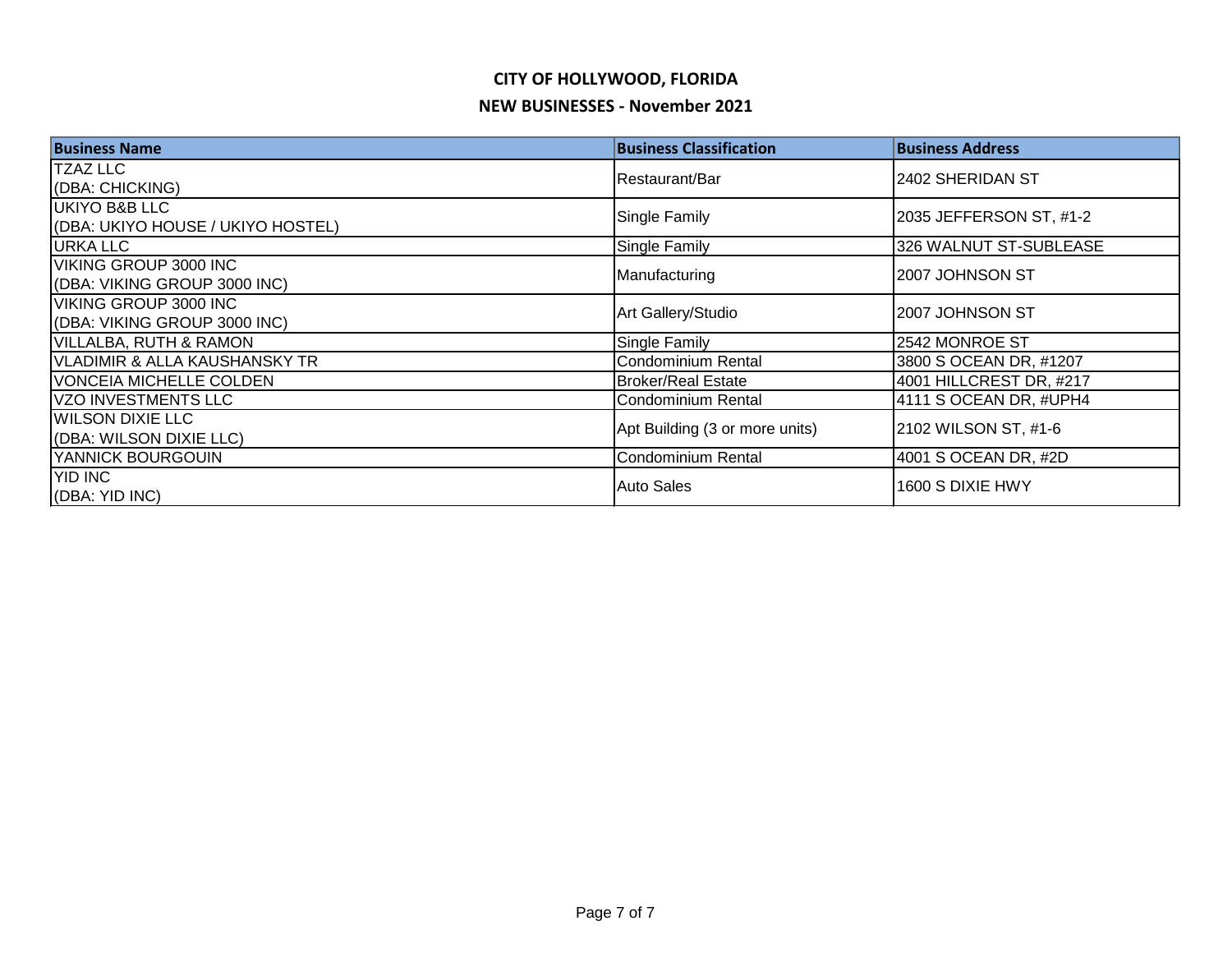## CITY OF HOLLYWOOD, FLORIDA

## NEW BUSINESSES - November 2021

| Business Name | Business Classification | Business Address |
|---|---|---|
| TZAZ LLC<br>(DBA: CHICKING) | Restaurant/Bar | 2402 SHERIDAN ST |
| UKIYO B&B LLC<br>(DBA: UKIYO HOUSE / UKIYO HOSTEL) | Single Family | 2035 JEFFERSON ST, #1-2 |
| URKA LLC | Single Family | 326 WALNUT ST-SUBLEASE |
| VIKING GROUP 3000 INC<br>(DBA: VIKING GROUP 3000 INC) | Manufacturing | 2007 JOHNSON ST |
| VIKING GROUP 3000 INC<br>(DBA: VIKING GROUP 3000 INC) | Art Gallery/Studio | 2007 JOHNSON ST |
| VILLALBA, RUTH & RAMON | Single Family | 2542 MONROE ST |
| VLADIMIR & ALLA KAUSHANSKY TR | Condominium Rental | 3800 S OCEAN DR, #1207 |
| VONCEIA MICHELLE COLDEN | Broker/Real Estate | 4001 HILLCREST DR, #217 |
| VZO INVESTMENTS LLC | Condominium Rental | 4111 S OCEAN DR, #UPH4 |
| WILSON DIXIE LLC<br>(DBA: WILSON DIXIE LLC) | Apt Building (3 or more units) | 2102 WILSON ST, #1-6 |
| YANNICK BOURGOUIN | Condominium Rental | 4001 S OCEAN DR, #2D |
| YID INC<br>(DBA: YID INC) | Auto Sales | 1600 S DIXIE HWY |